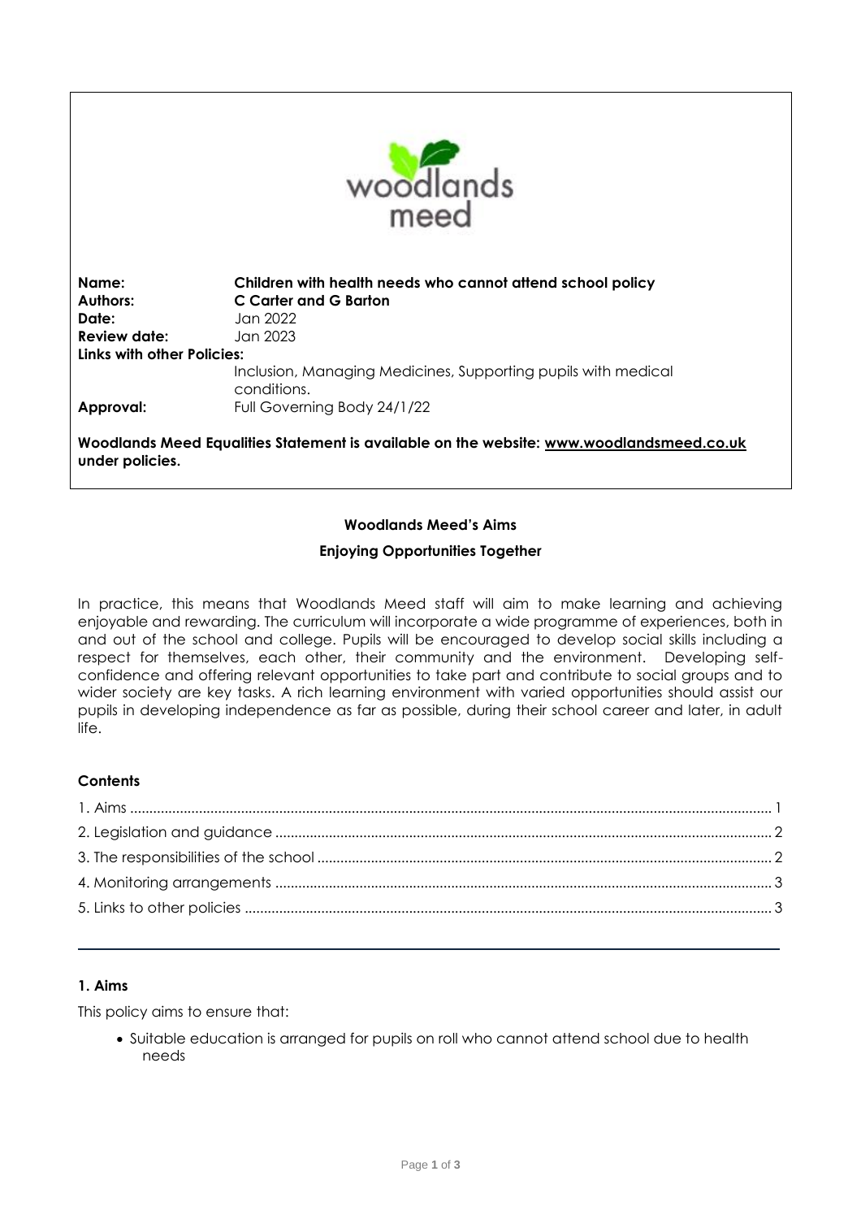woodlands meed

| | |
|---|---|
| **Name:** | **Children with health needs who cannot attend school policy** |
| **Authors:** | **C Carter and G Barton** |
| **Date:** | Jan 2022 |
| **Review date:** | Jan 2023 |
| **Links with other Policies:** | |
| | Inclusion, Managing Medicines, Supporting pupils with medical conditions. |
| **Approval:** | Full Governing Body 24/1/22 |

**Woodlands Meed Equalities Statement is available on the website: www.woodlandsmeed.co.uk under policies.**

**Woodlands Meed's Aims**

**Enjoying Opportunities Together**

In practice, this means that Woodlands Meed staff will aim to make learning and achieving enjoyable and rewarding. The curriculum will incorporate a wide programme of experiences, both in and out of the school and college. Pupils will be encouraged to develop social skills including a respect for themselves, each other, their community and the environment. Developing self-confidence and offering relevant opportunities to take part and contribute to social groups and to wider society are key tasks. A rich learning environment with varied opportunities should assist our pupils in developing independence as far as possible, during their school career and later, in adult life.

**Contents**

1. Aims ........ 1
2. Legislation and guidance ........ 2
3. The responsibilities of the school ........ 2
4. Monitoring arrangements ........ 3
5. Links to other policies ........ 3

---

## 1. Aims

This policy aims to ensure that:

- Suitable education is arranged for pupils on roll who cannot attend school due to health needs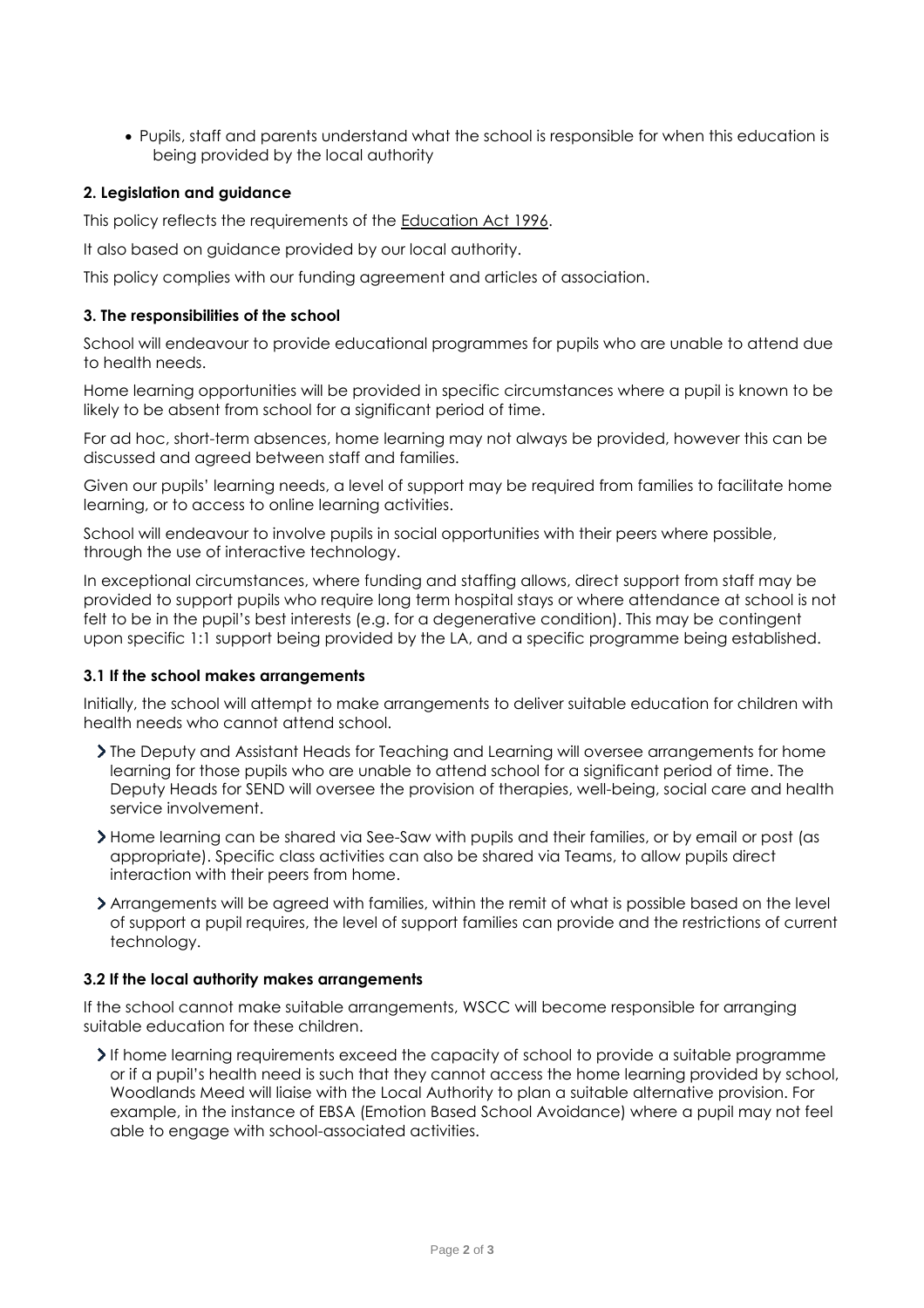- Pupils, staff and parents understand what the school is responsible for when this education is being provided by the local authority

### 2. Legislation and guidance

This policy reflects the requirements of the Education Act 1996.

It also based on guidance provided by our local authority.

This policy complies with our funding agreement and articles of association.

### 3. The responsibilities of the school

School will endeavour to provide educational programmes for pupils who are unable to attend due to health needs.

Home learning opportunities will be provided in specific circumstances where a pupil is known to be likely to be absent from school for a significant period of time.

For ad hoc, short-term absences, home learning may not always be provided, however this can be discussed and agreed between staff and families.

Given our pupils' learning needs, a level of support may be required from families to facilitate home learning, or to access to online learning activities.

School will endeavour to involve pupils in social opportunities with their peers where possible, through the use of interactive technology.

In exceptional circumstances, where funding and staffing allows, direct support from staff may be provided to support pupils who require long term hospital stays or where attendance at school is not felt to be in the pupil's best interests (e.g. for a degenerative condition). This may be contingent upon specific 1:1 support being provided by the LA, and a specific programme being established.

#### 3.1 If the school makes arrangements

Initially, the school will attempt to make arrangements to deliver suitable education for children with health needs who cannot attend school.

- The Deputy and Assistant Heads for Teaching and Learning will oversee arrangements for home learning for those pupils who are unable to attend school for a significant period of time. The Deputy Heads for SEND will oversee the provision of therapies, well-being, social care and health service involvement.
- Home learning can be shared via See-Saw with pupils and their families, or by email or post (as appropriate). Specific class activities can also be shared via Teams, to allow pupils direct interaction with their peers from home.
- Arrangements will be agreed with families, within the remit of what is possible based on the level of support a pupil requires, the level of support families can provide and the restrictions of current technology.

#### 3.2 If the local authority makes arrangements

If the school cannot make suitable arrangements, WSCC will become responsible for arranging suitable education for these children.

- If home learning requirements exceed the capacity of school to provide a suitable programme or if a pupil's health need is such that they cannot access the home learning provided by school, Woodlands Meed will liaise with the Local Authority to plan a suitable alternative provision. For example, in the instance of EBSA (Emotion Based School Avoidance) where a pupil may not feel able to engage with school-associated activities.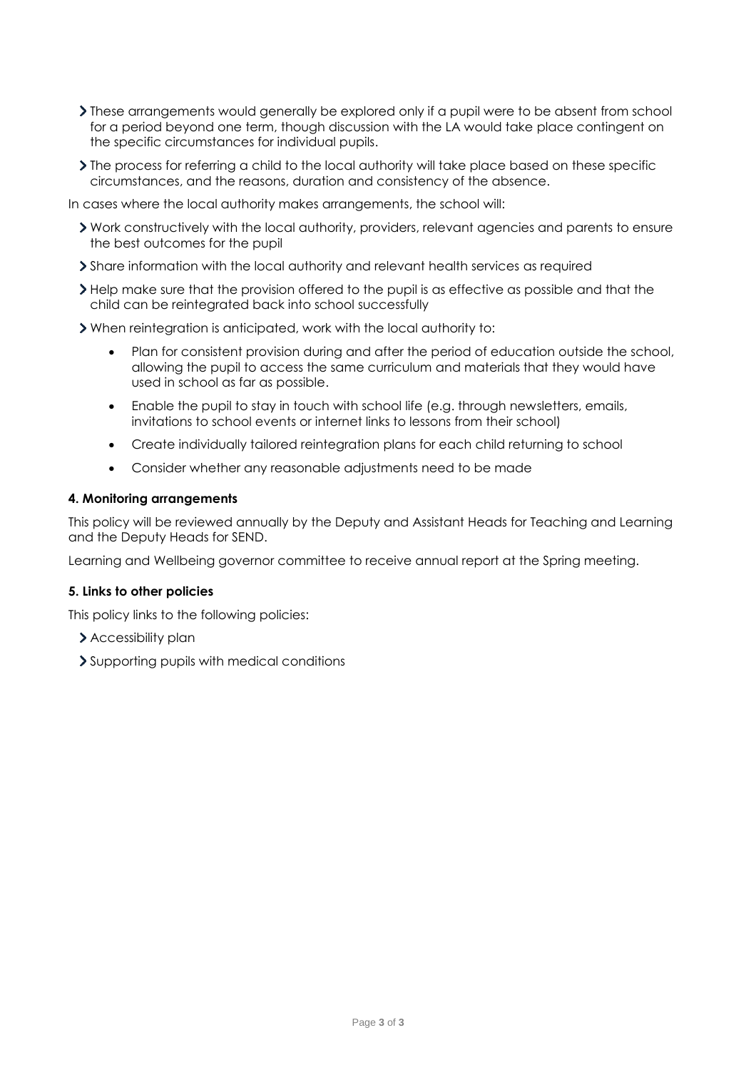- These arrangements would generally be explored only if a pupil were to be absent from school for a period beyond one term, though discussion with the LA would take place contingent on the specific circumstances for individual pupils.
- The process for referring a child to the local authority will take place based on these specific circumstances, and the reasons, duration and consistency of the absence.

In cases where the local authority makes arrangements, the school will:

- Work constructively with the local authority, providers, relevant agencies and parents to ensure the best outcomes for the pupil
- Share information with the local authority and relevant health services as required
- Help make sure that the provision offered to the pupil is as effective as possible and that the child can be reintegrated back into school successfully
- When reintegration is anticipated, work with the local authority to:
    - Plan for consistent provision during and after the period of education outside the school, allowing the pupil to access the same curriculum and materials that they would have used in school as far as possible.
    - Enable the pupil to stay in touch with school life (e.g. through newsletters, emails, invitations to school events or internet links to lessons from their school)
    - Create individually tailored reintegration plans for each child returning to school
    - Consider whether any reasonable adjustments need to be made

**4. Monitoring arrangements**

This policy will be reviewed annually by the Deputy and Assistant Heads for Teaching and Learning and the Deputy Heads for SEND.

Learning and Wellbeing governor committee to receive annual report at the Spring meeting.

**5. Links to other policies**

This policy links to the following policies:

- Accessibility plan
- Supporting pupils with medical conditions